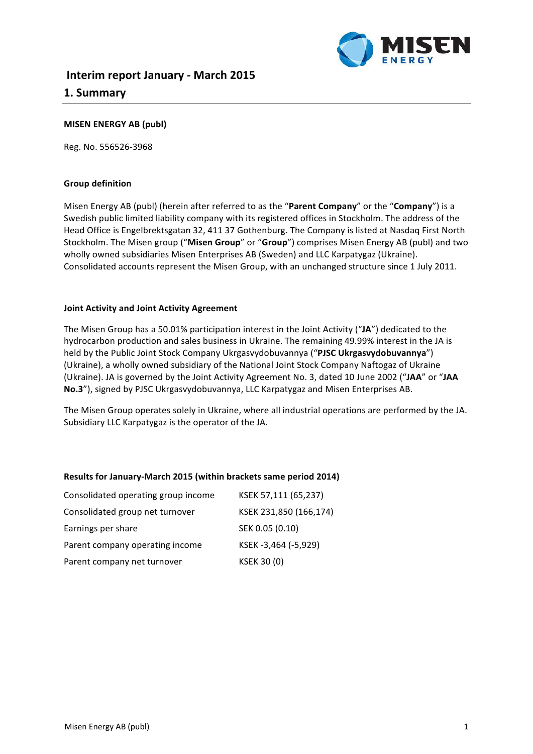# Interim report January - March 2015

## 1. Summary

**MISEN ENERGY AB (publ)**

Reg. No. 556526-3968

**Group definition**

Misen Energy AB (publ) (herein after referred to as the "**Parent Company**" or the "**Company**") is a Swedish public limited liability company with its registered offices in Stockholm. The address of the Head Office is Engelbrektsgatan 32, 411 37 Gothenburg. The Company is listed at Nasdaq First North Stockholm. The Misen group ("**Misen Group**" or "**Group**") comprises Misen Energy AB (publ) and two wholly owned subsidiaries Misen Enterprises AB (Sweden) and LLC Karpatygaz (Ukraine). Consolidated accounts represent the Misen Group, with an unchanged structure since 1 July 2011.

**Joint Activity and Joint Activity Agreement**

The Misen Group has a 50.01% participation interest in the Joint Activity ("**JA**") dedicated to the hydrocarbon production and sales business in Ukraine. The remaining 49.99% interest in the JA is held by the Public Joint Stock Company Ukrgasvydobuvannya ("**PJSC Ukrgasvydobuvannya**") (Ukraine), a wholly owned subsidiary of the National Joint Stock Company Naftogaz of Ukraine (Ukraine). JA is governed by the Joint Activity Agreement No. 3, dated 10 June 2002 ("**JAA**" or "**JAA No.3**"), signed by PJSC Ukrgasvydobuvannya, LLC Karpatygaz and Misen Enterprises AB.

The Misen Group operates solely in Ukraine, where all industrial operations are performed by the JA. Subsidiary LLC Karpatygaz is the operator of the JA.

**Results for January-March 2015 (within brackets same period 2014)**

| | |
|---|---|
| Consolidated operating group income | KSEK 57,111 (65,237) |
| Consolidated group net turnover | KSEK 231,850 (166,174) |
| Earnings per share | SEK 0.05 (0.10) |
| Parent company operating income | KSEK -3,464 (-5,929) |
| Parent company net turnover | KSEK 30 (0) |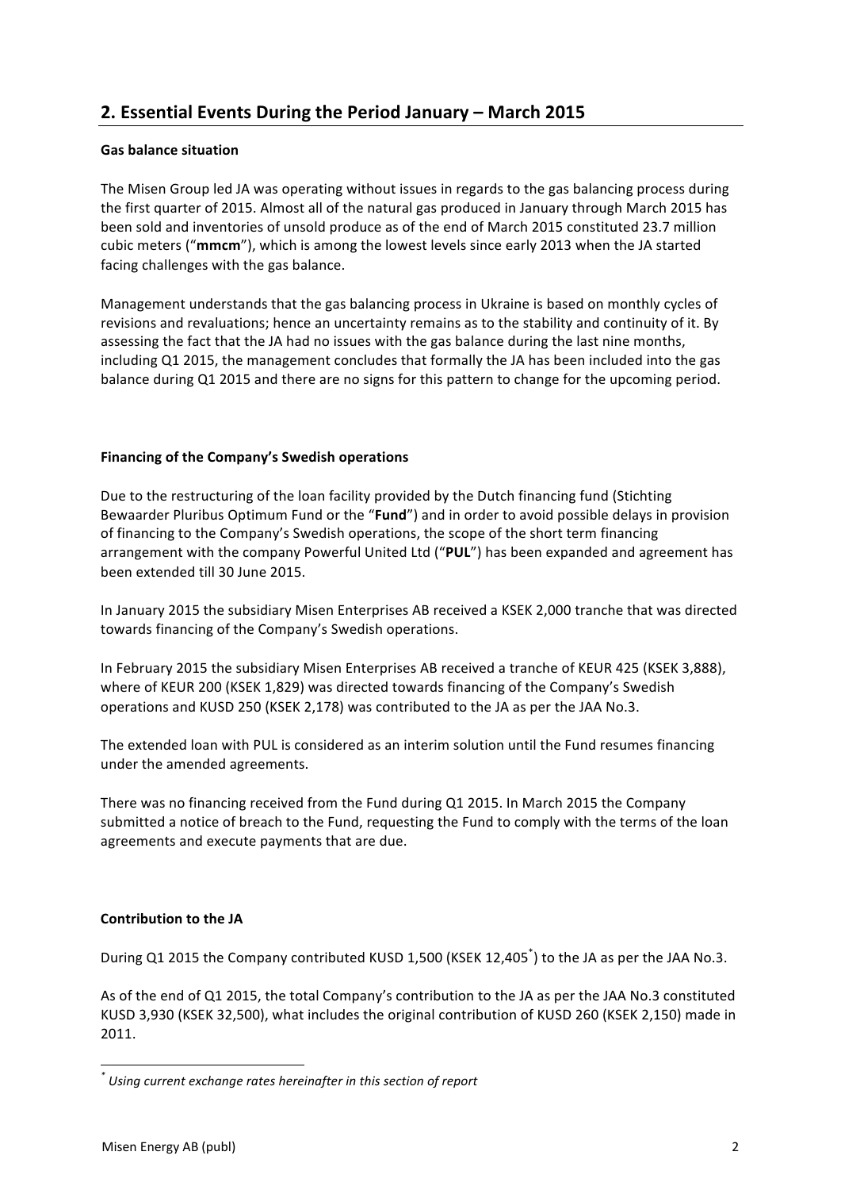## 2. Essential Events During the Period January – March 2015

**Gas balance situation**

The Misen Group led JA was operating without issues in regards to the gas balancing process during the first quarter of 2015. Almost all of the natural gas produced in January through March 2015 has been sold and inventories of unsold produce as of the end of March 2015 constituted 23.7 million cubic meters ("**mmcm**"), which is among the lowest levels since early 2013 when the JA started facing challenges with the gas balance.

Management understands that the gas balancing process in Ukraine is based on monthly cycles of revisions and revaluations; hence an uncertainty remains as to the stability and continuity of it. By assessing the fact that the JA had no issues with the gas balance during the last nine months, including Q1 2015, the management concludes that formally the JA has been included into the gas balance during Q1 2015 and there are no signs for this pattern to change for the upcoming period.

**Financing of the Company's Swedish operations**

Due to the restructuring of the loan facility provided by the Dutch financing fund (Stichting Bewaarder Pluribus Optimum Fund or the "**Fund**") and in order to avoid possible delays in provision of financing to the Company's Swedish operations, the scope of the short term financing arrangement with the company Powerful United Ltd ("**PUL**") has been expanded and agreement has been extended till 30 June 2015.

In January 2015 the subsidiary Misen Enterprises AB received a KSEK 2,000 tranche that was directed towards financing of the Company's Swedish operations.

In February 2015 the subsidiary Misen Enterprises AB received a tranche of KEUR 425 (KSEK 3,888), where of KEUR 200 (KSEK 1,829) was directed towards financing of the Company's Swedish operations and KUSD 250 (KSEK 2,178) was contributed to the JA as per the JAA No.3.

The extended loan with PUL is considered as an interim solution until the Fund resumes financing under the amended agreements.

There was no financing received from the Fund during Q1 2015. In March 2015 the Company submitted a notice of breach to the Fund, requesting the Fund to comply with the terms of the loan agreements and execute payments that are due.

**Contribution to the JA**

During Q1 2015 the Company contributed KUSD 1,500 (KSEK 12,405*) to the JA as per the JAA No.3.

As of the end of Q1 2015, the total Company's contribution to the JA as per the JAA No.3 constituted KUSD 3,930 (KSEK 32,500), what includes the original contribution of KUSD 260 (KSEK 2,150) made in 2011.

\* *Using current exchange rates hereinafter in this section of report*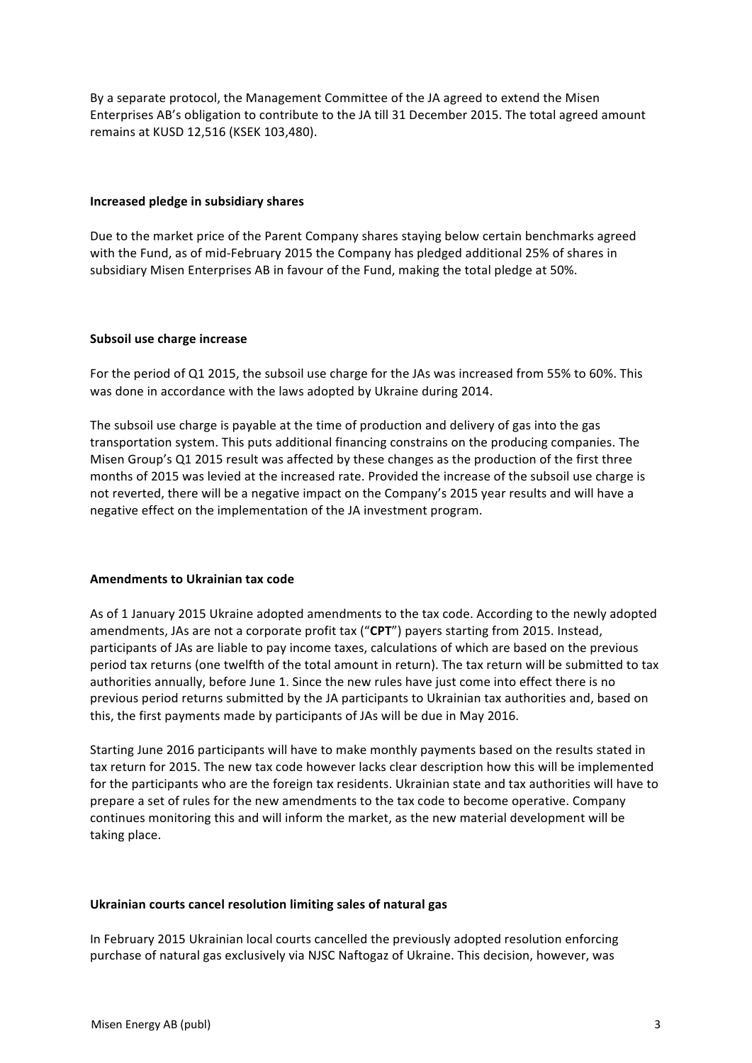By a separate protocol, the Management Committee of the JA agreed to extend the Misen Enterprises AB's obligation to contribute to the JA till 31 December 2015. The total agreed amount remains at KUSD 12,516 (KSEK 103,480).

**Increased pledge in subsidiary shares**

Due to the market price of the Parent Company shares staying below certain benchmarks agreed with the Fund, as of mid-February 2015 the Company has pledged additional 25% of shares in subsidiary Misen Enterprises AB in favour of the Fund, making the total pledge at 50%.

**Subsoil use charge increase**

For the period of Q1 2015, the subsoil use charge for the JAs was increased from 55% to 60%. This was done in accordance with the laws adopted by Ukraine during 2014.

The subsoil use charge is payable at the time of production and delivery of gas into the gas transportation system. This puts additional financing constrains on the producing companies. The Misen Group's Q1 2015 result was affected by these changes as the production of the first three months of 2015 was levied at the increased rate. Provided the increase of the subsoil use charge is not reverted, there will be a negative impact on the Company's 2015 year results and will have a negative effect on the implementation of the JA investment program.

**Amendments to Ukrainian tax code**

As of 1 January 2015 Ukraine adopted amendments to the tax code. According to the newly adopted amendments, JAs are not a corporate profit tax ("**CPT**") payers starting from 2015. Instead, participants of JAs are liable to pay income taxes, calculations of which are based on the previous period tax returns (one twelfth of the total amount in return). The tax return will be submitted to tax authorities annually, before June 1. Since the new rules have just come into effect there is no previous period returns submitted by the JA participants to Ukrainian tax authorities and, based on this, the first payments made by participants of JAs will be due in May 2016.

Starting June 2016 participants will have to make monthly payments based on the results stated in tax return for 2015. The new tax code however lacks clear description how this will be implemented for the participants who are the foreign tax residents. Ukrainian state and tax authorities will have to prepare a set of rules for the new amendments to the tax code to become operative. Company continues monitoring this and will inform the market, as the new material development will be taking place.

**Ukrainian courts cancel resolution limiting sales of natural gas**

In February 2015 Ukrainian local courts cancelled the previously adopted resolution enforcing purchase of natural gas exclusively via NJSC Naftogaz of Ukraine. This decision, however, was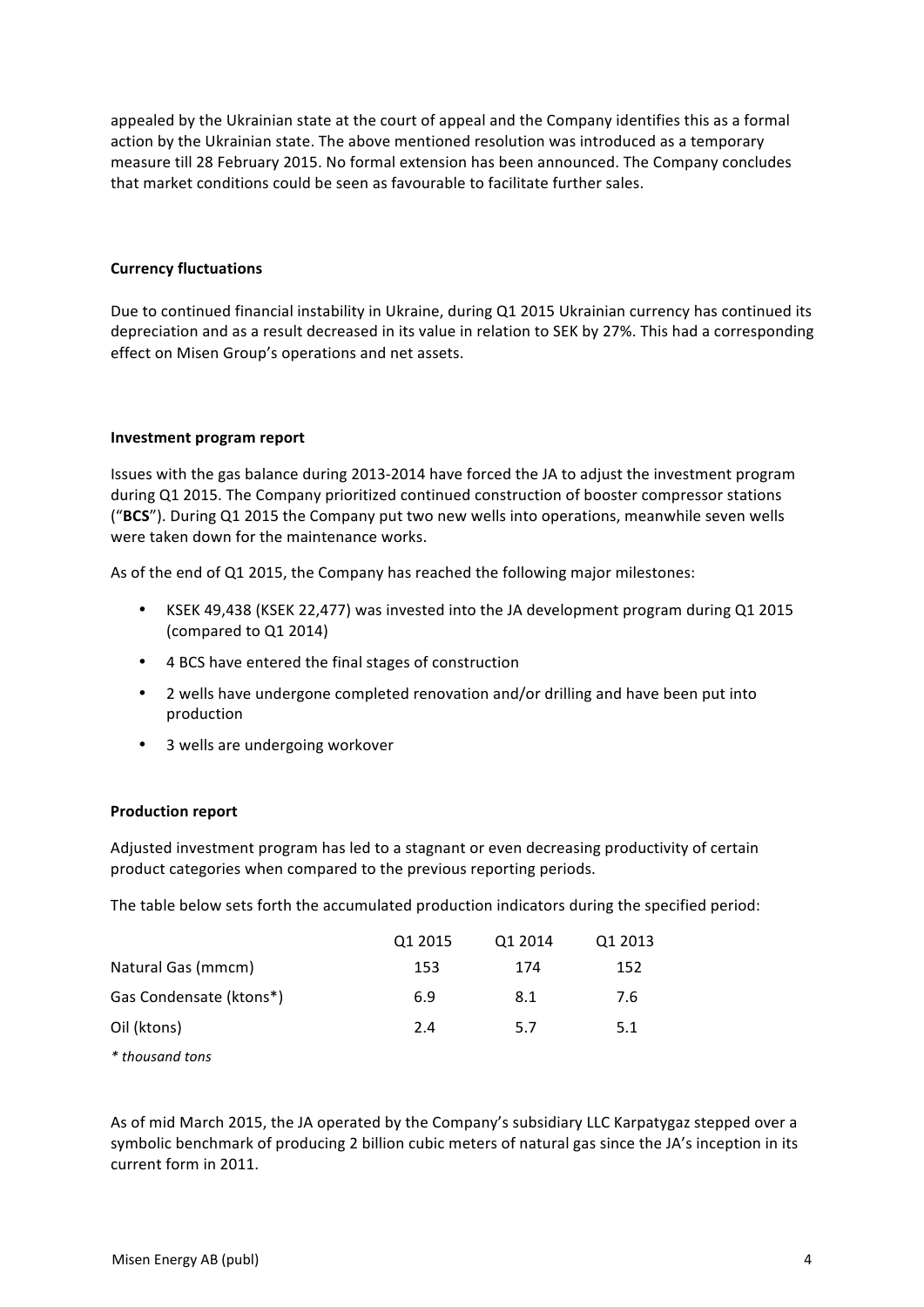appealed by the Ukrainian state at the court of appeal and the Company identifies this as a formal action by the Ukrainian state. The above mentioned resolution was introduced as a temporary measure till 28 February 2015. No formal extension has been announced. The Company concludes that market conditions could be seen as favourable to facilitate further sales.

**Currency fluctuations**

Due to continued financial instability in Ukraine, during Q1 2015 Ukrainian currency has continued its depreciation and as a result decreased in its value in relation to SEK by 27%. This had a corresponding effect on Misen Group's operations and net assets.

**Investment program report**

Issues with the gas balance during 2013-2014 have forced the JA to adjust the investment program during Q1 2015. The Company prioritized continued construction of booster compressor stations ("**BCS**"). During Q1 2015 the Company put two new wells into operations, meanwhile seven wells were taken down for the maintenance works.

As of the end of Q1 2015, the Company has reached the following major milestones:

- KSEK 49,438 (KSEK 22,477) was invested into the JA development program during Q1 2015 (compared to Q1 2014)
- 4 BCS have entered the final stages of construction
- 2 wells have undergone completed renovation and/or drilling and have been put into production
- 3 wells are undergoing workover

**Production report**

Adjusted investment program has led to a stagnant or even decreasing productivity of certain product categories when compared to the previous reporting periods.

The table below sets forth the accumulated production indicators during the specified period:

| | Q1 2015 | Q1 2014 | Q1 2013 |
|---|---|---|---|
| Natural Gas (mmcm) | 153 | 174 | 152 |
| Gas Condensate (ktons*) | 6.9 | 8.1 | 7.6 |
| Oil (ktons) | 2.4 | 5.7 | 5.1 |

*\* thousand tons*

As of mid March 2015, the JA operated by the Company's subsidiary LLC Karpatygaz stepped over a symbolic benchmark of producing 2 billion cubic meters of natural gas since the JA's inception in its current form in 2011.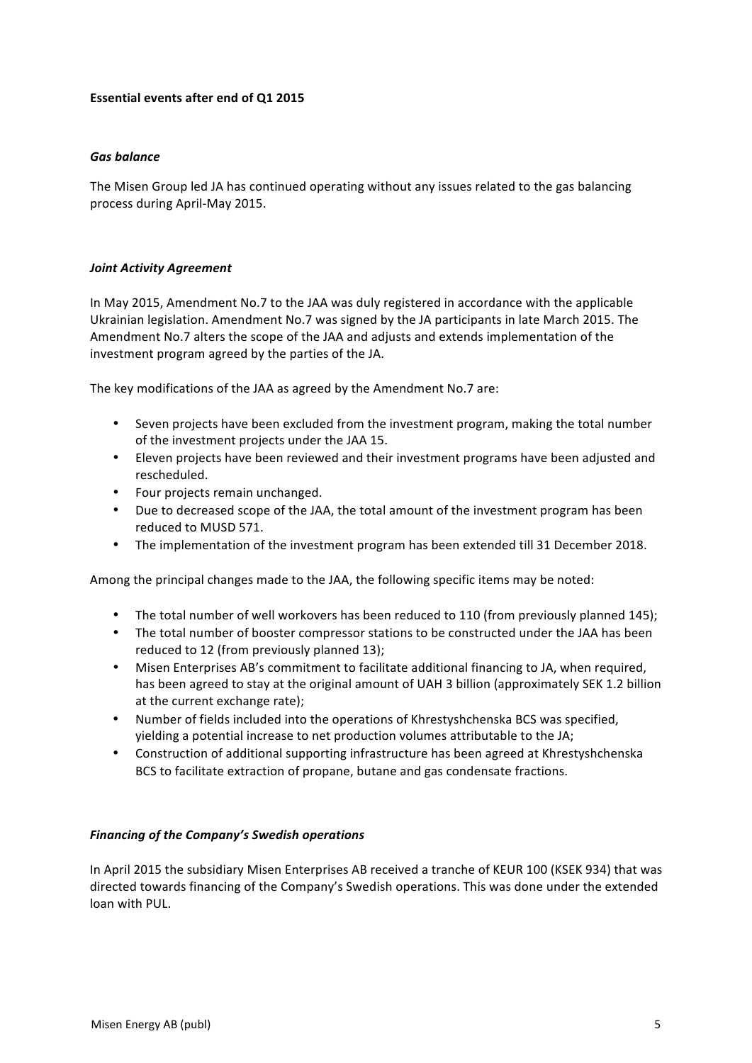**Essential events after end of Q1 2015**

***Gas balance***

The Misen Group led JA has continued operating without any issues related to the gas balancing process during April-May 2015.

***Joint Activity Agreement***

In May 2015, Amendment No.7 to the JAA was duly registered in accordance with the applicable Ukrainian legislation. Amendment No.7 was signed by the JA participants in late March 2015. The Amendment No.7 alters the scope of the JAA and adjusts and extends implementation of the investment program agreed by the parties of the JA.

The key modifications of the JAA as agreed by the Amendment No.7 are:

- Seven projects have been excluded from the investment program, making the total number of the investment projects under the JAA 15.
- Eleven projects have been reviewed and their investment programs have been adjusted and rescheduled.
- Four projects remain unchanged.
- Due to decreased scope of the JAA, the total amount of the investment program has been reduced to MUSD 571.
- The implementation of the investment program has been extended till 31 December 2018.

Among the principal changes made to the JAA, the following specific items may be noted:

- The total number of well workovers has been reduced to 110 (from previously planned 145);
- The total number of booster compressor stations to be constructed under the JAA has been reduced to 12 (from previously planned 13);
- Misen Enterprises AB's commitment to facilitate additional financing to JA, when required, has been agreed to stay at the original amount of UAH 3 billion (approximately SEK 1.2 billion at the current exchange rate);
- Number of fields included into the operations of Khrestyshchenska BCS was specified, yielding a potential increase to net production volumes attributable to the JA;
- Construction of additional supporting infrastructure has been agreed at Khrestyshchenska BCS to facilitate extraction of propane, butane and gas condensate fractions.

***Financing of the Company's Swedish operations***

In April 2015 the subsidiary Misen Enterprises AB received a tranche of KEUR 100 (KSEK 934) that was directed towards financing of the Company's Swedish operations. This was done under the extended loan with PUL.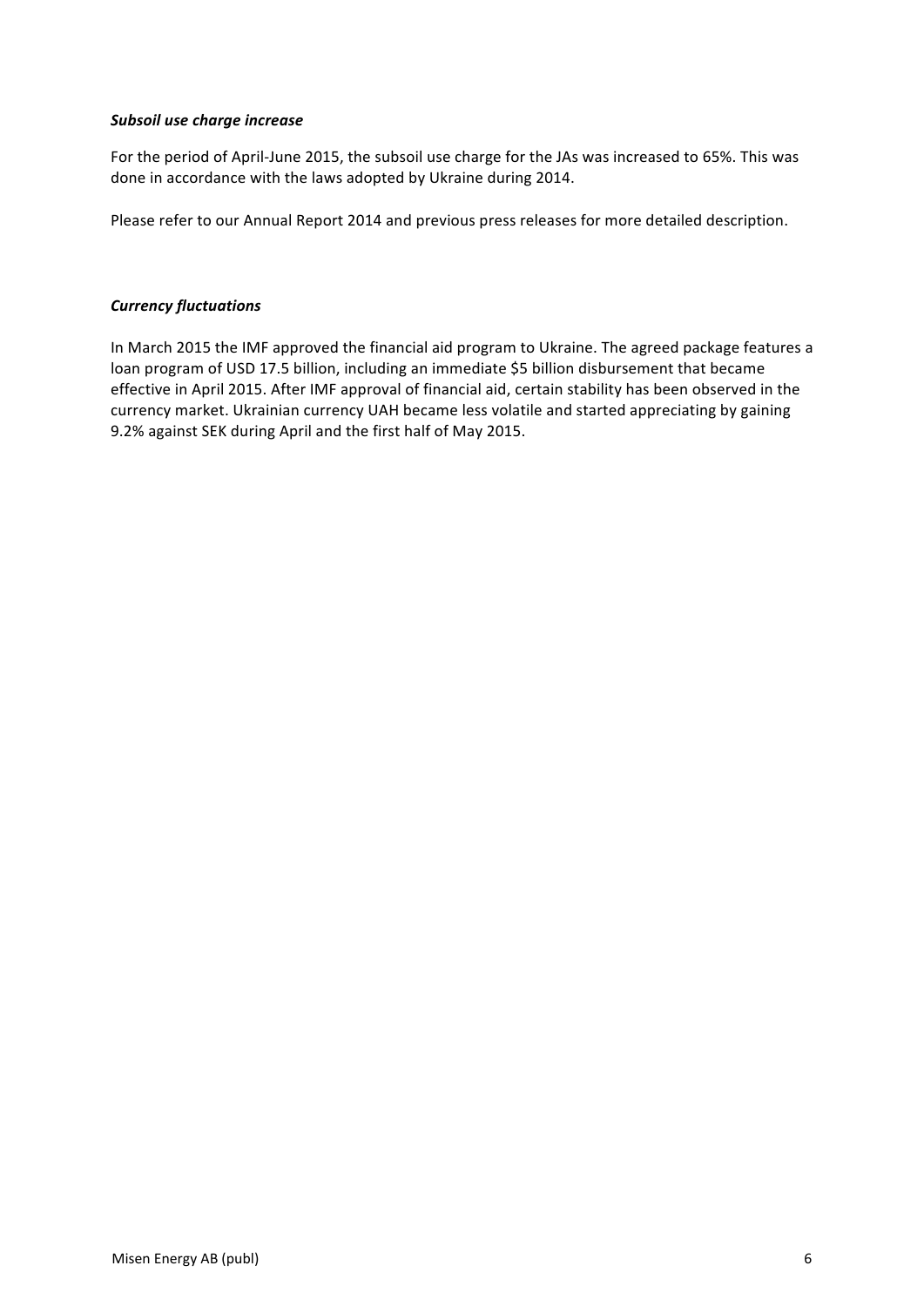***Subsoil use charge increase***

For the period of April-June 2015, the subsoil use charge for the JAs was increased to 65%. This was done in accordance with the laws adopted by Ukraine during 2014.

Please refer to our Annual Report 2014 and previous press releases for more detailed description.

***Currency fluctuations***

In March 2015 the IMF approved the financial aid program to Ukraine. The agreed package features a loan program of USD 17.5 billion, including an immediate $5 billion disbursement that became effective in April 2015. After IMF approval of financial aid, certain stability has been observed in the currency market. Ukrainian currency UAH became less volatile and started appreciating by gaining 9.2% against SEK during April and the first half of May 2015.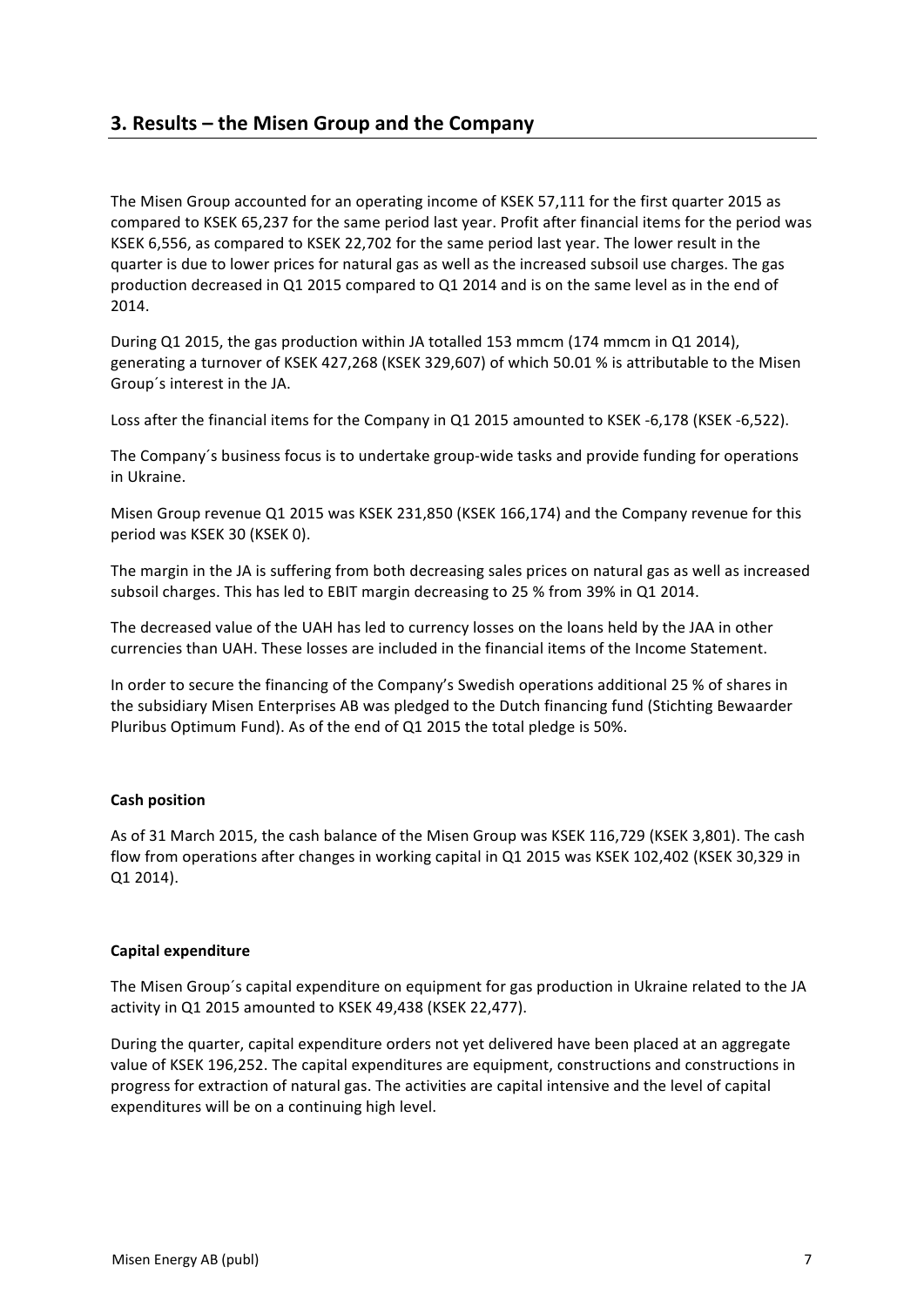## 3. Results – the Misen Group and the Company

The Misen Group accounted for an operating income of KSEK 57,111 for the first quarter 2015 as compared to KSEK 65,237 for the same period last year. Profit after financial items for the period was KSEK 6,556, as compared to KSEK 22,702 for the same period last year. The lower result in the quarter is due to lower prices for natural gas as well as the increased subsoil use charges. The gas production decreased in Q1 2015 compared to Q1 2014 and is on the same level as in the end of 2014.

During Q1 2015, the gas production within JA totalled 153 mmcm (174 mmcm in Q1 2014), generating a turnover of KSEK 427,268 (KSEK 329,607) of which 50.01 % is attributable to the Misen Group´s interest in the JA.

Loss after the financial items for the Company in Q1 2015 amounted to KSEK -6,178 (KSEK -6,522).

The Company´s business focus is to undertake group-wide tasks and provide funding for operations in Ukraine.

Misen Group revenue Q1 2015 was KSEK 231,850 (KSEK 166,174) and the Company revenue for this period was KSEK 30 (KSEK 0).

The margin in the JA is suffering from both decreasing sales prices on natural gas as well as increased subsoil charges. This has led to EBIT margin decreasing to 25 % from 39% in Q1 2014.

The decreased value of the UAH has led to currency losses on the loans held by the JAA in other currencies than UAH. These losses are included in the financial items of the Income Statement.

In order to secure the financing of the Company's Swedish operations additional 25 % of shares in the subsidiary Misen Enterprises AB was pledged to the Dutch financing fund (Stichting Bewaarder Pluribus Optimum Fund). As of the end of Q1 2015 the total pledge is 50%.

**Cash position**

As of 31 March 2015, the cash balance of the Misen Group was KSEK 116,729 (KSEK 3,801). The cash flow from operations after changes in working capital in Q1 2015 was KSEK 102,402 (KSEK 30,329 in Q1 2014).

**Capital expenditure**

The Misen Group´s capital expenditure on equipment for gas production in Ukraine related to the JA activity in Q1 2015 amounted to KSEK 49,438 (KSEK 22,477).

During the quarter, capital expenditure orders not yet delivered have been placed at an aggregate value of KSEK 196,252. The capital expenditures are equipment, constructions and constructions in progress for extraction of natural gas. The activities are capital intensive and the level of capital expenditures will be on a continuing high level.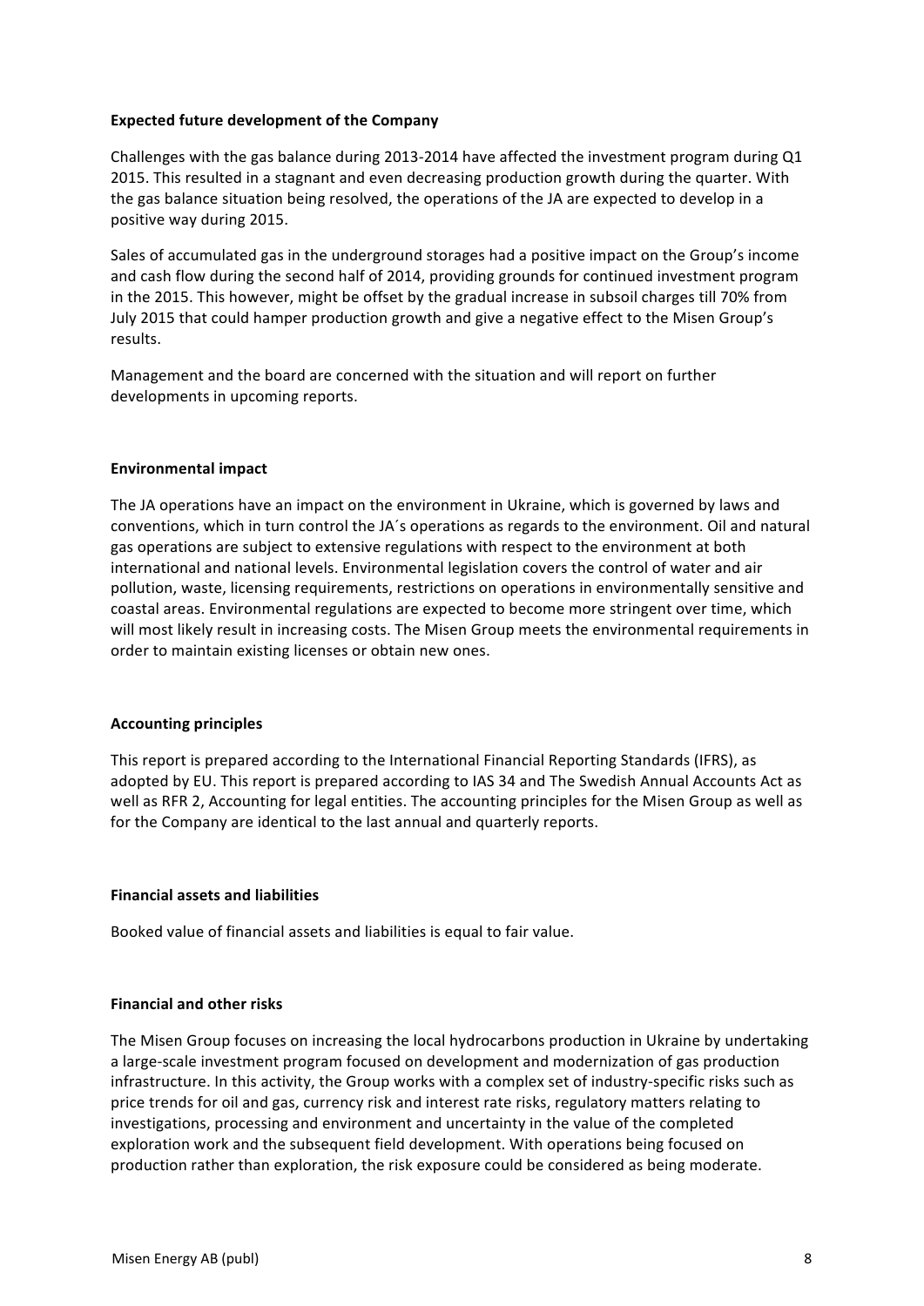**Expected future development of the Company**

Challenges with the gas balance during 2013-2014 have affected the investment program during Q1 2015. This resulted in a stagnant and even decreasing production growth during the quarter. With the gas balance situation being resolved, the operations of the JA are expected to develop in a positive way during 2015.

Sales of accumulated gas in the underground storages had a positive impact on the Group's income and cash flow during the second half of 2014, providing grounds for continued investment program in the 2015. This however, might be offset by the gradual increase in subsoil charges till 70% from July 2015 that could hamper production growth and give a negative effect to the Misen Group's results.

Management and the board are concerned with the situation and will report on further developments in upcoming reports.

**Environmental impact**

The JA operations have an impact on the environment in Ukraine, which is governed by laws and conventions, which in turn control the JA´s operations as regards to the environment. Oil and natural gas operations are subject to extensive regulations with respect to the environment at both international and national levels. Environmental legislation covers the control of water and air pollution, waste, licensing requirements, restrictions on operations in environmentally sensitive and coastal areas. Environmental regulations are expected to become more stringent over time, which will most likely result in increasing costs. The Misen Group meets the environmental requirements in order to maintain existing licenses or obtain new ones.

**Accounting principles**

This report is prepared according to the International Financial Reporting Standards (IFRS), as adopted by EU. This report is prepared according to IAS 34 and The Swedish Annual Accounts Act as well as RFR 2, Accounting for legal entities. The accounting principles for the Misen Group as well as for the Company are identical to the last annual and quarterly reports.

**Financial assets and liabilities**

Booked value of financial assets and liabilities is equal to fair value.

**Financial and other risks**

The Misen Group focuses on increasing the local hydrocarbons production in Ukraine by undertaking a large-scale investment program focused on development and modernization of gas production infrastructure. In this activity, the Group works with a complex set of industry-specific risks such as price trends for oil and gas, currency risk and interest rate risks, regulatory matters relating to investigations, processing and environment and uncertainty in the value of the completed exploration work and the subsequent field development. With operations being focused on production rather than exploration, the risk exposure could be considered as being moderate.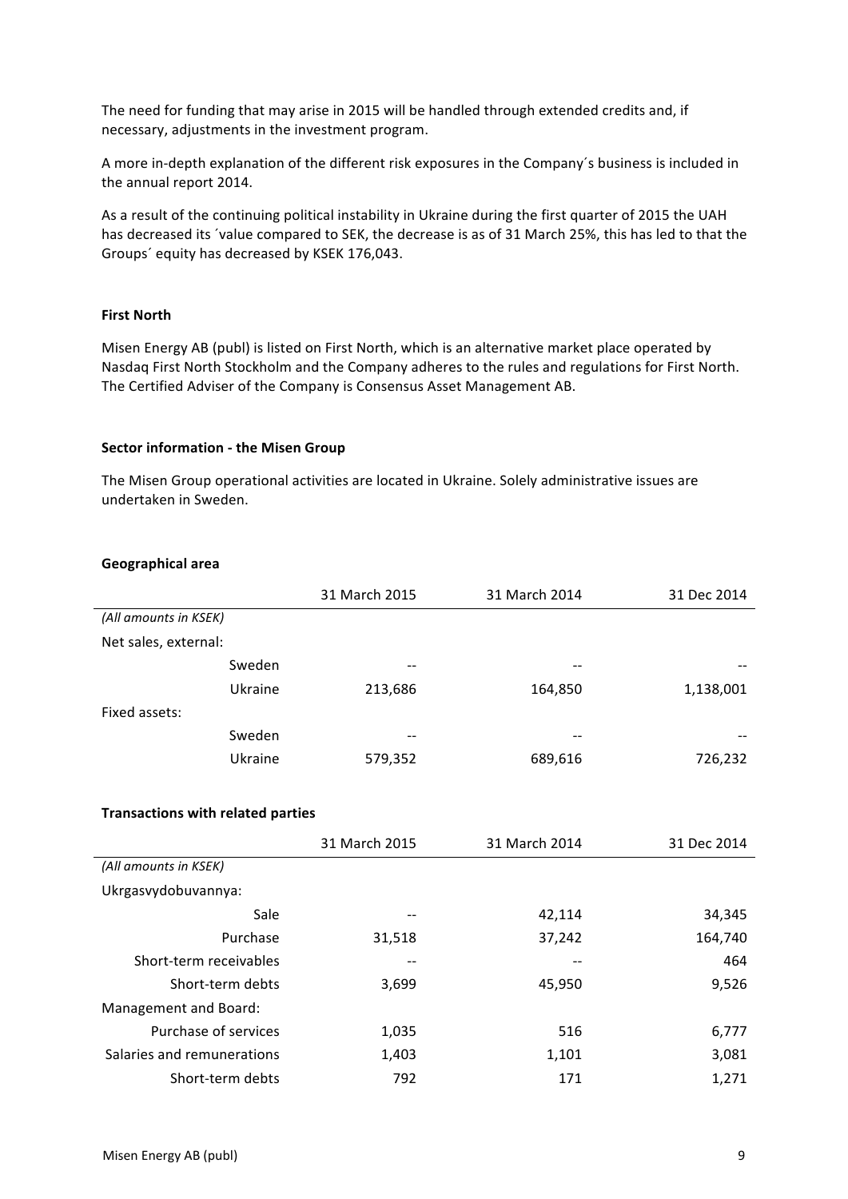The need for funding that may arise in 2015 will be handled through extended credits and, if necessary, adjustments in the investment program.

A more in-depth explanation of the different risk exposures in the Company´s business is included in the annual report 2014.

As a result of the continuing political instability in Ukraine during the first quarter of 2015 the UAH has decreased its ´value compared to SEK, the decrease is as of 31 March 25%, this has led to that the Groups´ equity has decreased by KSEK 176,043.

**First North**

Misen Energy AB (publ) is listed on First North, which is an alternative market place operated by Nasdaq First North Stockholm and the Company adheres to the rules and regulations for First North. The Certified Adviser of the Company is Consensus Asset Management AB.

**Sector information - the Misen Group**

The Misen Group operational activities are located in Ukraine. Solely administrative issues are undertaken in Sweden.

**Geographical area**

| | 31 March 2015 | 31 March 2014 | 31 Dec 2014 |
|---|---|---|---|
| *(All amounts in KSEK)* | | | |
| Net sales, external: | | | |
| Sweden | -- | -- | -- |
| Ukraine | 213,686 | 164,850 | 1,138,001 |
| Fixed assets: | | | |
| Sweden | -- | -- | -- |
| Ukraine | 579,352 | 689,616 | 726,232 |

**Transactions with related parties**

| | 31 March 2015 | 31 March 2014 | 31 Dec 2014 |
|---|---|---|---|
| *(All amounts in KSEK)* | | | |
| Ukrgasvydobuvannya: | | | |
| Sale | -- | 42,114 | 34,345 |
| Purchase | 31,518 | 37,242 | 164,740 |
| Short-term receivables | -- | -- | 464 |
| Short-term debts | 3,699 | 45,950 | 9,526 |
| Management and Board: | | | |
| Purchase of services | 1,035 | 516 | 6,777 |
| Salaries and remunerations | 1,403 | 1,101 | 3,081 |
| Short-term debts | 792 | 171 | 1,271 |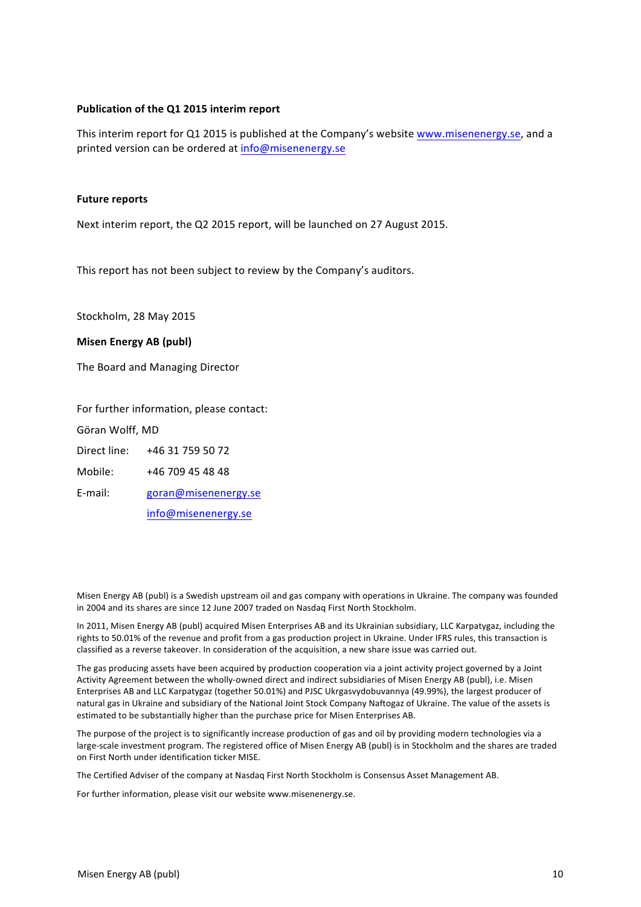**Publication of the Q1 2015 interim report**

This interim report for Q1 2015 is published at the Company's website www.misenenergy.se, and a printed version can be ordered at info@misenenergy.se

**Future reports**

Next interim report, the Q2 2015 report, will be launched on 27 August 2015.

This report has not been subject to review by the Company's auditors.

Stockholm, 28 May 2015

**Misen Energy AB (publ)**

The Board and Managing Director

For further information, please contact:

Göran Wolff, MD

Direct line: +46 31 759 50 72

Mobile: +46 709 45 48 48

E-mail: goran@misenenergy.se

info@misenenergy.se

Misen Energy AB (publ) is a Swedish upstream oil and gas company with operations in Ukraine. The company was founded in 2004 and its shares are since 12 June 2007 traded on Nasdaq First North Stockholm.

In 2011, Misen Energy AB (publ) acquired Misen Enterprises AB and its Ukrainian subsidiary, LLC Karpatygaz, including the rights to 50.01% of the revenue and profit from a gas production project in Ukraine. Under IFRS rules, this transaction is classified as a reverse takeover. In consideration of the acquisition, a new share issue was carried out.

The gas producing assets have been acquired by production cooperation via a joint activity project governed by a Joint Activity Agreement between the wholly-owned direct and indirect subsidiaries of Misen Energy AB (publ), i.e. Misen Enterprises AB and LLC Karpatygaz (together 50.01%) and PJSC Ukrgasvydobuvannya (49.99%), the largest producer of natural gas in Ukraine and subsidiary of the National Joint Stock Company Naftogaz of Ukraine. The value of the assets is estimated to be substantially higher than the purchase price for Misen Enterprises AB.

The purpose of the project is to significantly increase production of gas and oil by providing modern technologies via a large-scale investment program. The registered office of Misen Energy AB (publ) is in Stockholm and the shares are traded on First North under identification ticker MISE.

The Certified Adviser of the company at Nasdaq First North Stockholm is Consensus Asset Management AB.

For further information, please visit our website www.misenenergy.se.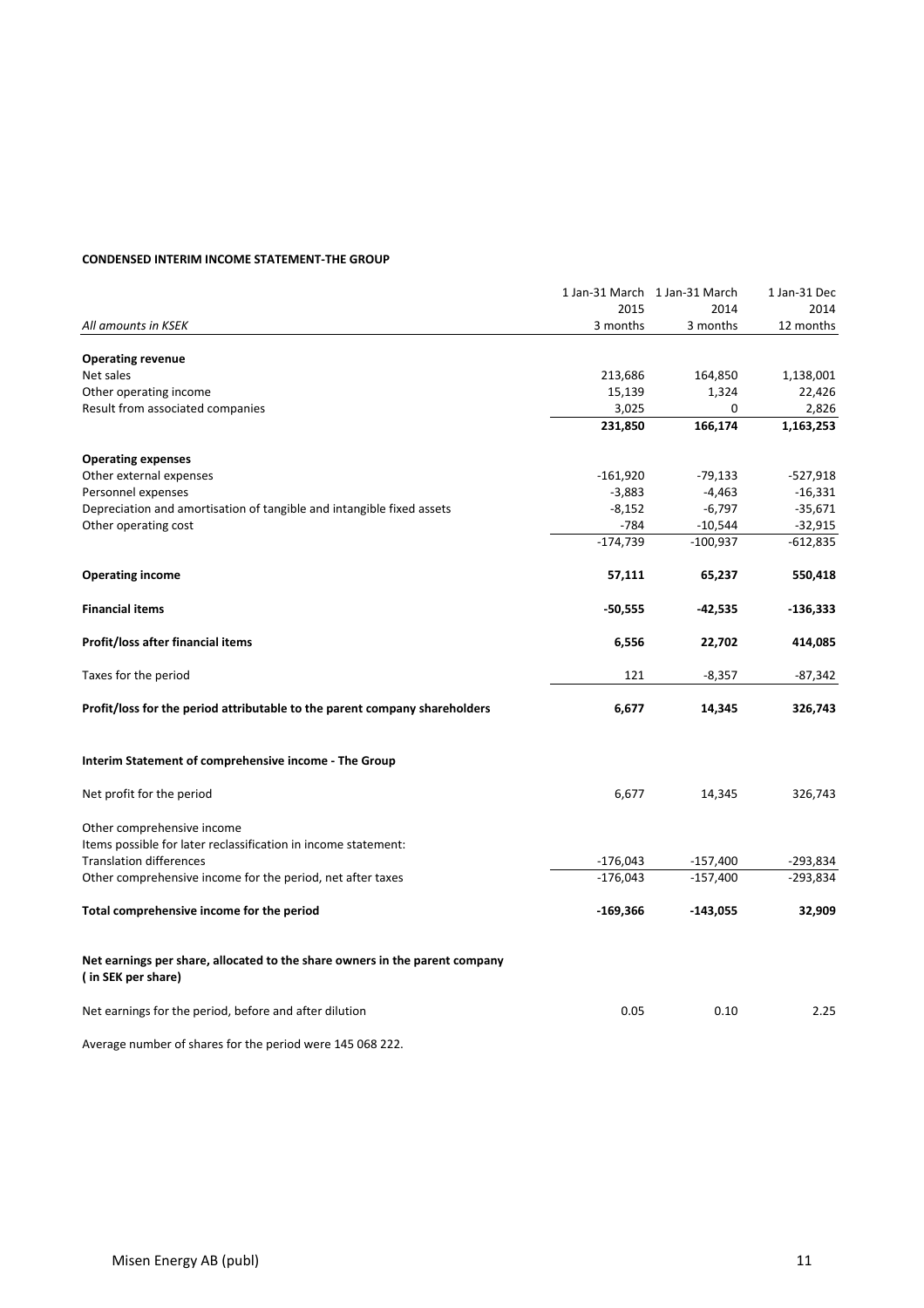**CONDENSED INTERIM INCOME STATEMENT-THE GROUP**

| *All amounts in KSEK* | 1 Jan-31 March 2015 3 months | 1 Jan-31 March 2014 3 months | 1 Jan-31 Dec 2014 12 months |
|---|---|---|---|
| **Operating revenue** | | | |
| Net sales | 213,686 | 164,850 | 1,138,001 |
| Other operating income | 15,139 | 1,324 | 22,426 |
| Result from associated companies | 3,025 | 0 | 2,826 |
| | **231,850** | **166,174** | **1,163,253** |
| **Operating expenses** | | | |
| Other external expenses | -161,920 | -79,133 | -527,918 |
| Personnel expenses | -3,883 | -4,463 | -16,331 |
| Depreciation and amortisation of tangible and intangible fixed assets | -8,152 | -6,797 | -35,671 |
| Other operating cost | -784 | -10,544 | -32,915 |
| | -174,739 | -100,937 | -612,835 |
| **Operating income** | **57,111** | **65,237** | **550,418** |
| **Financial items** | **-50,555** | **-42,535** | **-136,333** |
| **Profit/loss after financial items** | **6,556** | **22,702** | **414,085** |
| Taxes for the period | 121 | -8,357 | -87,342 |
| **Profit/loss for the period attributable to the parent company shareholders** | **6,677** | **14,345** | **326,743** |

**Interim Statement of comprehensive income - The Group**

| | | | |
|---|---|---|---|
| Net profit for the period | 6,677 | 14,345 | 326,743 |
| Other comprehensive income | | | |
| Items possible for later reclassification in income statement: | | | |
| Translation differences | -176,043 | -157,400 | -293,834 |
| Other comprehensive income for the period, net after taxes | -176,043 | -157,400 | -293,834 |
| **Total comprehensive income for the period** | **-169,366** | **-143,055** | **32,909** |

**Net earnings per share, allocated to the share owners in the parent company ( in SEK per share)**

| | | | |
|---|---|---|---|
| Net earnings for the period, before and after dilution | 0.05 | 0.10 | 2.25 |

Average number of shares for the period were 145 068 222.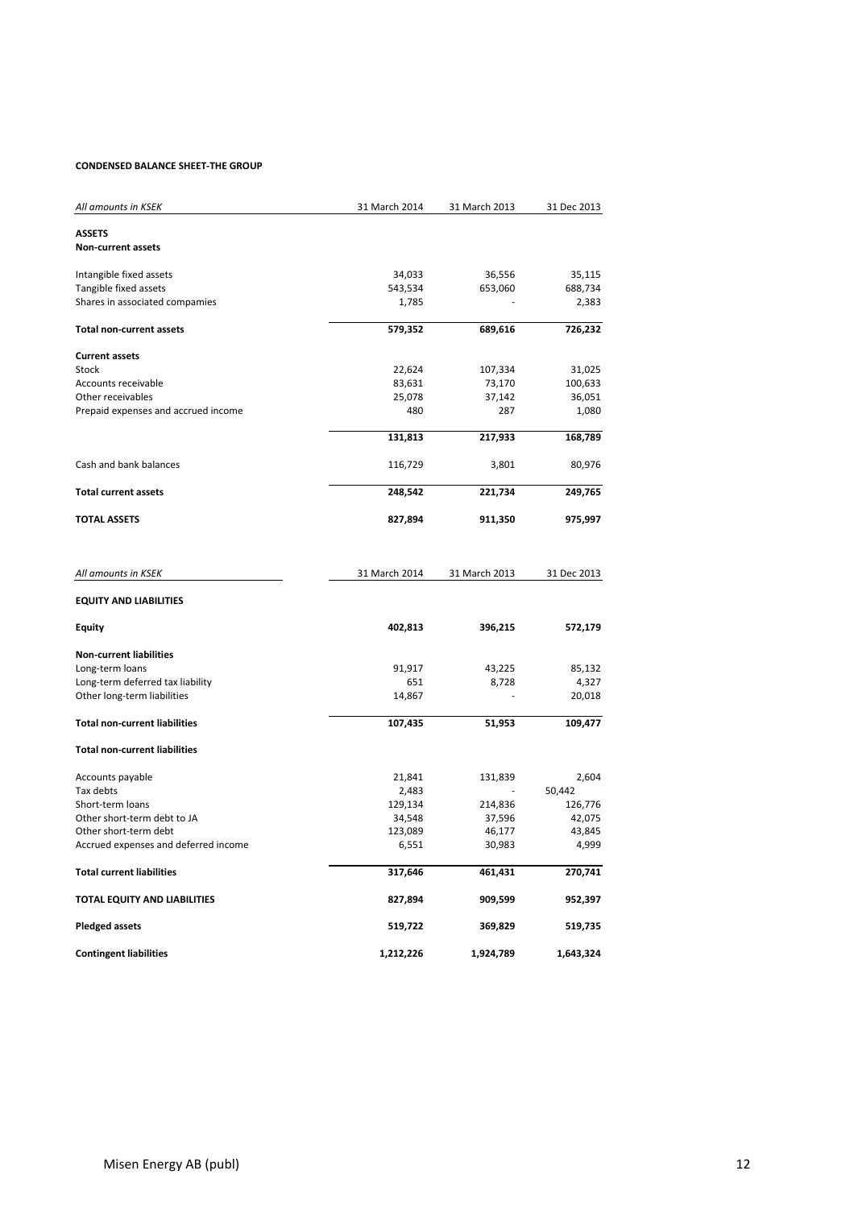**CONDENSED BALANCE SHEET-THE GROUP**

| *All amounts in KSEK* | 31 March 2014 | 31 March 2013 | 31 Dec 2013 |
|---|---|---|---|
| **ASSETS** | | | |
| **Non-current assets** | | | |
| Intangible fixed assets | 34,033 | 36,556 | 35,115 |
| Tangible fixed assets | 543,534 | 653,060 | 688,734 |
| Shares in associated compamies | 1,785 | - | 2,383 |
| **Total non-current assets** | **579,352** | **689,616** | **726,232** |
| **Current assets** | | | |
| Stock | 22,624 | 107,334 | 31,025 |
| Accounts receivable | 83,631 | 73,170 | 100,633 |
| Other receivables | 25,078 | 37,142 | 36,051 |
| Prepaid expenses and accrued income | 480 | 287 | 1,080 |
| | **131,813** | **217,933** | **168,789** |
| Cash and bank balances | 116,729 | 3,801 | 80,976 |
| **Total current assets** | **248,542** | **221,734** | **249,765** |
| **TOTAL ASSETS** | **827,894** | **911,350** | **975,997** |

| *All amounts in KSEK* | 31 March 2014 | 31 March 2013 | 31 Dec 2013 |
|---|---|---|---|
| **EQUITY AND LIABILITIES** | | | |
| **Equity** | **402,813** | **396,215** | **572,179** |
| **Non-current liabilities** | | | |
| Long-term loans | 91,917 | 43,225 | 85,132 |
| Long-term deferred tax liability | 651 | 8,728 | 4,327 |
| Other long-term liabilities | 14,867 | - | 20,018 |
| **Total non-current liabilities** | **107,435** | **51,953** | **109,477** |
| **Total non-current liabilities** | | | |
| Accounts payable | 21,841 | 131,839 | 2,604 |
| Tax debts | 2,483 | - | 50,442 |
| Short-term loans | 129,134 | 214,836 | 126,776 |
| Other short-term debt to JA | 34,548 | 37,596 | 42,075 |
| Other short-term debt | 123,089 | 46,177 | 43,845 |
| Accrued expenses and deferred income | 6,551 | 30,983 | 4,999 |
| **Total current liabilities** | **317,646** | **461,431** | **270,741** |
| **TOTAL EQUITY AND LIABILITIES** | **827,894** | **909,599** | **952,397** |
| **Pledged assets** | **519,722** | **369,829** | **519,735** |
| **Contingent liabilities** | **1,212,226** | **1,924,789** | **1,643,324** |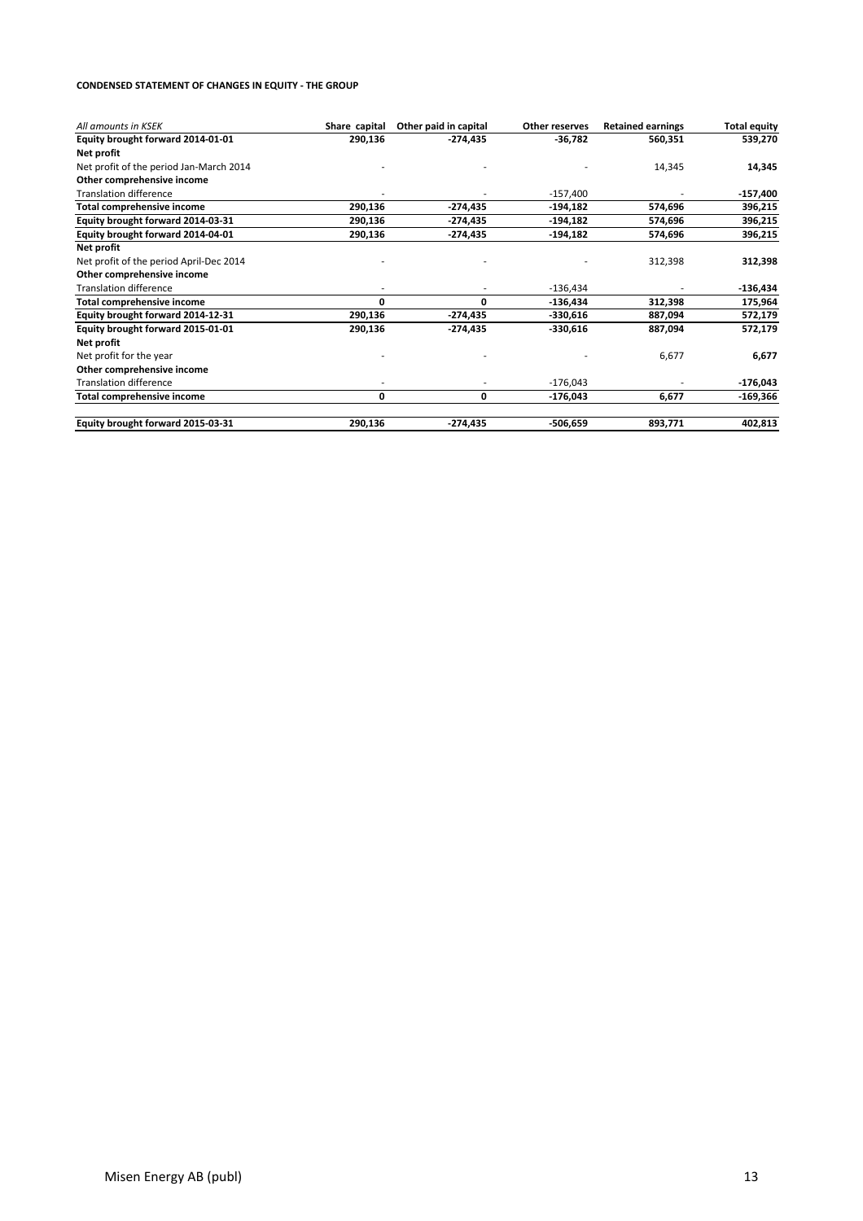**CONDENSED STATEMENT OF CHANGES IN EQUITY - THE GROUP**

| *All amounts in KSEK* | Share capital | Other paid in capital | Other reserves | Retained earnings | Total equity |
|---|---|---|---|---|---|
| **Equity brought forward 2014-01-01** | **290,136** | **-274,435** | **-36,782** | **560,351** | **539,270** |
| **Net profit** | | | | | |
| Net profit of the period Jan-March 2014 | - | - | - | 14,345 | **14,345** |
| **Other comprehensive income** | | | | | |
| Translation difference | - | - | -157,400 | - | **-157,400** |
| **Total comprehensive income** | **290,136** | **-274,435** | **-194,182** | **574,696** | **396,215** |
| **Equity brought forward 2014-03-31** | **290,136** | **-274,435** | **-194,182** | **574,696** | **396,215** |
| **Equity brought forward 2014-04-01** | **290,136** | **-274,435** | **-194,182** | **574,696** | **396,215** |
| **Net profit** | | | | | |
| Net profit of the period April-Dec 2014 | - | - | - | 312,398 | **312,398** |
| **Other comprehensive income** | | | | | |
| Translation difference | - | - | -136,434 | - | **-136,434** |
| **Total comprehensive income** | **0** | **0** | **-136,434** | **312,398** | **175,964** |
| **Equity brought forward 2014-12-31** | **290,136** | **-274,435** | **-330,616** | **887,094** | **572,179** |
| **Equity brought forward 2015-01-01** | **290,136** | **-274,435** | **-330,616** | **887,094** | **572,179** |
| **Net profit** | | | | | |
| Net profit for the year | - | - | - | 6,677 | **6,677** |
| **Other comprehensive income** | | | | | |
| Translation difference | - | - | -176,043 | - | **-176,043** |
| **Total comprehensive income** | **0** | **0** | **-176,043** | **6,677** | **-169,366** |
| **Equity brought forward 2015-03-31** | **290,136** | **-274,435** | **-506,659** | **893,771** | **402,813** |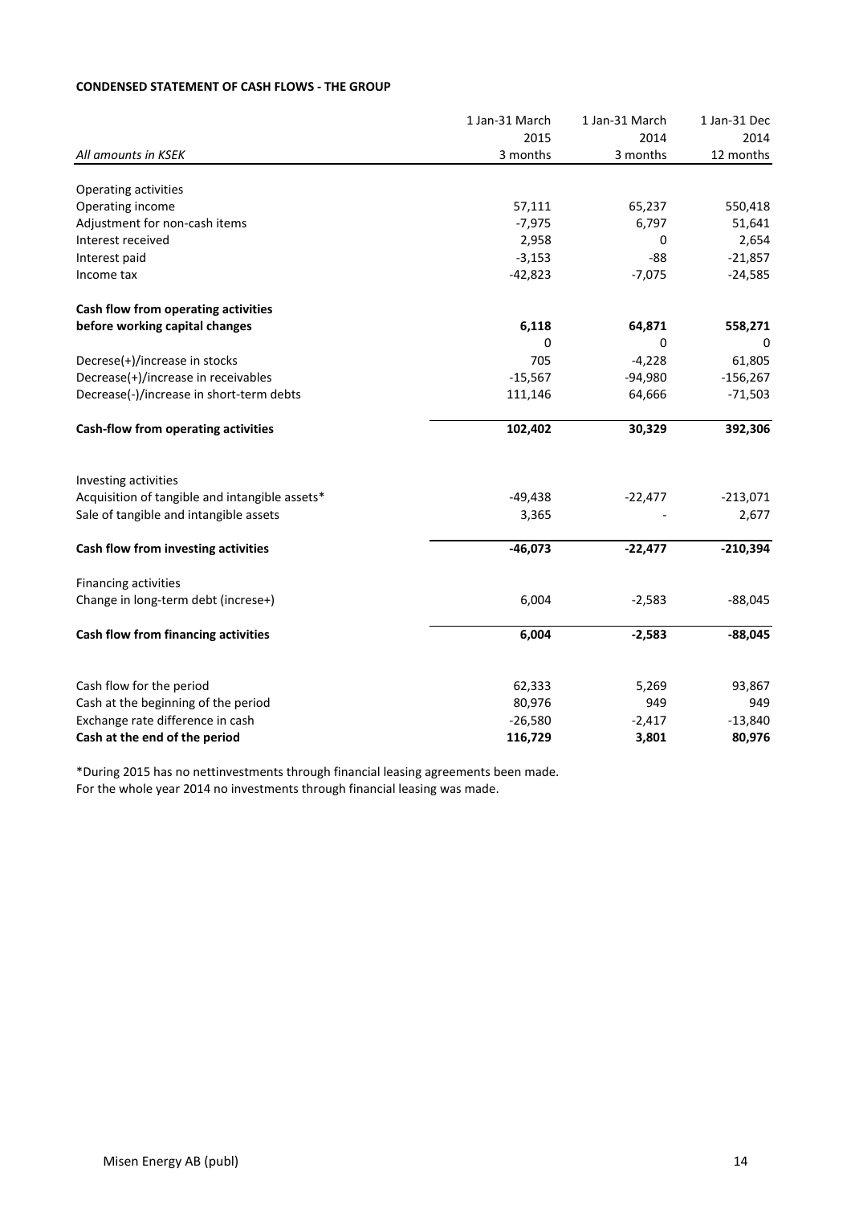**CONDENSED STATEMENT OF CASH FLOWS - THE GROUP**

| *All amounts in KSEK* | 1 Jan-31 March 2015 3 months | 1 Jan-31 March 2014 3 months | 1 Jan-31 Dec 2014 12 months |
|---|---|---|---|
| Operating activities | | | |
| Operating income | 57,111 | 65,237 | 550,418 |
| Adjustment for non-cash items | -7,975 | 6,797 | 51,641 |
| Interest received | 2,958 | 0 | 2,654 |
| Interest paid | -3,153 | -88 | -21,857 |
| Income tax | -42,823 | -7,075 | -24,585 |
| **Cash flow from operating activities before working capital changes** | **6,118** | **64,871** | **558,271** |
| | 0 | 0 | 0 |
| Decrese(+)/increase in stocks | 705 | -4,228 | 61,805 |
| Decrease(+)/increase in receivables | -15,567 | -94,980 | -156,267 |
| Decrease(-)/increase in short-term debts | 111,146 | 64,666 | -71,503 |
| **Cash-flow from operating activities** | **102,402** | **30,329** | **392,306** |
| Investing activities | | | |
| Acquisition of tangible and intangible assets* | -49,438 | -22,477 | -213,071 |
| Sale of tangible and intangible assets | 3,365 | - | 2,677 |
| **Cash flow from investing activities** | **-46,073** | **-22,477** | **-210,394** |
| Financing activities | | | |
| Change in long-term debt (increse+) | 6,004 | -2,583 | -88,045 |
| **Cash flow from financing activities** | **6,004** | **-2,583** | **-88,045** |
| Cash flow for the period | 62,333 | 5,269 | 93,867 |
| Cash at the beginning of the period | 80,976 | 949 | 949 |
| Exchange rate difference in cash | -26,580 | -2,417 | -13,840 |
| **Cash at the end of the period** | **116,729** | **3,801** | **80,976** |

*During 2015 has no nettinvestments through financial leasing agreements been made.
For the whole year 2014 no investments through financial leasing was made.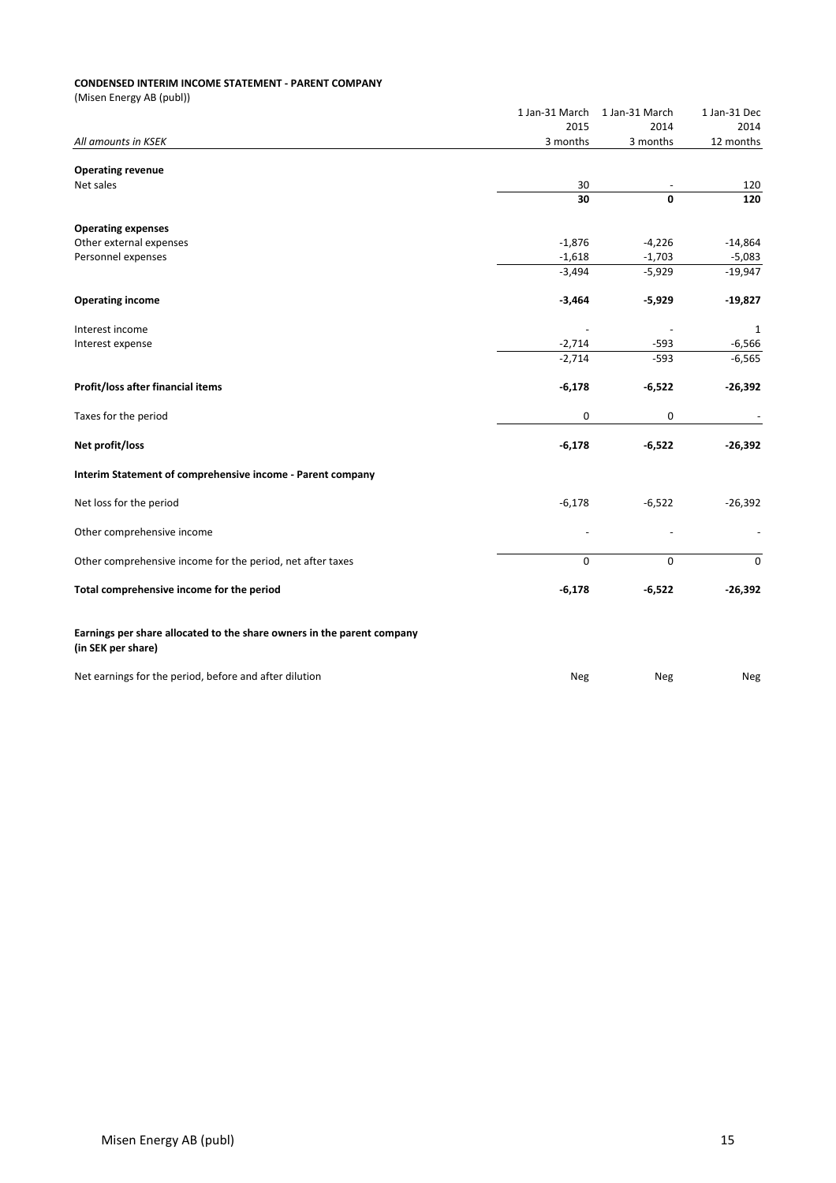**CONDENSED INTERIM INCOME STATEMENT - PARENT COMPANY**
(Misen Energy AB (publ))

| *All amounts in KSEK* | 1 Jan-31 March 2015 3 months | 1 Jan-31 March 2014 3 months | 1 Jan-31 Dec 2014 12 months |
|---|---|---|---|
| **Operating revenue** | | | |
| Net sales | 30 | - | 120 |
| | **30** | **0** | **120** |
| **Operating expenses** | | | |
| Other external expenses | -1,876 | -4,226 | -14,864 |
| Personnel expenses | -1,618 | -1,703 | -5,083 |
| | -3,494 | -5,929 | -19,947 |
| **Operating income** | **-3,464** | **-5,929** | **-19,827** |
| Interest income | - | - | 1 |
| Interest expense | -2,714 | -593 | -6,566 |
| | -2,714 | -593 | -6,565 |
| **Profit/loss after financial items** | **-6,178** | **-6,522** | **-26,392** |
| Taxes for the period | 0 | 0 | - |
| **Net profit/loss** | **-6,178** | **-6,522** | **-26,392** |
| **Interim Statement of comprehensive income - Parent company** | | | |
| Net loss for the period | -6,178 | -6,522 | -26,392 |
| Other comprehensive income | - | - | - |
| Other comprehensive income for the period, net after taxes | 0 | 0 | 0 |
| **Total comprehensive income for the period** | **-6,178** | **-6,522** | **-26,392** |
| **Earnings per share allocated to the share owners in the parent company (in SEK per share)** | | | |
| Net earnings for the period, before and after dilution | Neg | Neg | Neg |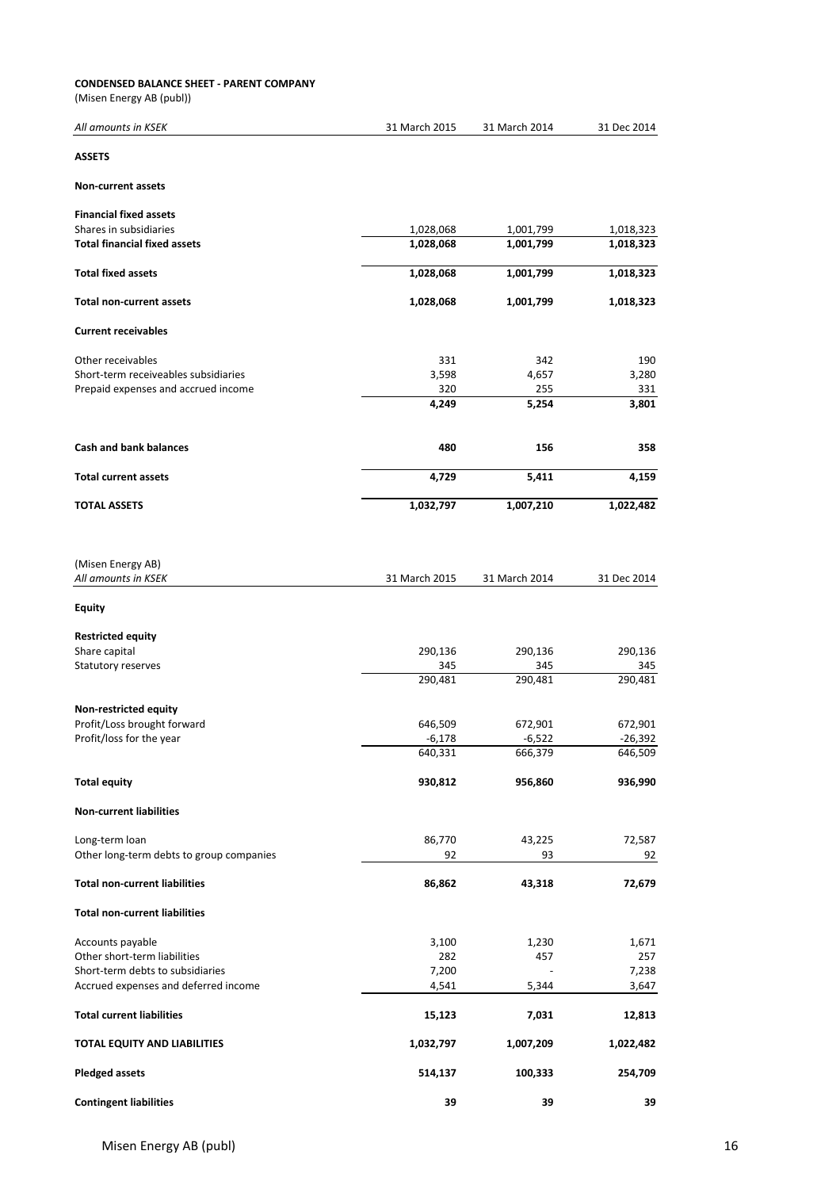**CONDENSED BALANCE SHEET - PARENT COMPANY**
(Misen Energy AB (publ))

| *All amounts in KSEK* | 31 March 2015 | 31 March 2014 | 31 Dec 2014 |
|---|---|---|---|
| **ASSETS** | | | |
| **Non-current assets** | | | |
| **Financial fixed assets** | | | |
| Shares in subsidiaries | 1,028,068 | 1,001,799 | 1,018,323 |
| **Total financial fixed assets** | **1,028,068** | **1,001,799** | **1,018,323** |
| **Total fixed assets** | **1,028,068** | **1,001,799** | **1,018,323** |
| **Total non-current assets** | **1,028,068** | **1,001,799** | **1,018,323** |
| **Current receivables** | | | |
| Other receivables | 331 | 342 | 190 |
| Short-term receiveables subsidiaries | 3,598 | 4,657 | 3,280 |
| Prepaid expenses and accrued income | 320 | 255 | 331 |
| | **4,249** | **5,254** | **3,801** |
| **Cash and bank balances** | **480** | **156** | **358** |
| **Total current assets** | **4,729** | **5,411** | **4,159** |
| **TOTAL ASSETS** | **1,032,797** | **1,007,210** | **1,022,482** |

| (Misen Energy AB)<br>*All amounts in KSEK* | 31 March 2015 | 31 March 2014 | 31 Dec 2014 |
|---|---|---|---|
| **Equity** | | | |
| **Restricted equity** | | | |
| Share capital | 290,136 | 290,136 | 290,136 |
| Statutory reserves | 345 | 345 | 345 |
| | 290,481 | 290,481 | 290,481 |
| **Non-restricted equity** | | | |
| Profit/Loss brought forward | 646,509 | 672,901 | 672,901 |
| Profit/loss for the year | -6,178 | -6,522 | -26,392 |
| | 640,331 | 666,379 | 646,509 |
| **Total equity** | **930,812** | **956,860** | **936,990** |
| **Non-current liabilities** | | | |
| Long-term loan | 86,770 | 43,225 | 72,587 |
| Other long-term debts to group companies | 92 | 93 | 92 |
| **Total non-current liabilities** | **86,862** | **43,318** | **72,679** |
| **Total non-current liabilities** | | | |
| Accounts payable | 3,100 | 1,230 | 1,671 |
| Other short-term liabilities | 282 | 457 | 257 |
| Short-term debts to subsidiaries | 7,200 | - | 7,238 |
| Accrued expenses and deferred income | 4,541 | 5,344 | 3,647 |
| **Total current liabilities** | **15,123** | **7,031** | **12,813** |
| **TOTAL EQUITY AND LIABILITIES** | **1,032,797** | **1,007,209** | **1,022,482** |
| **Pledged assets** | **514,137** | **100,333** | **254,709** |
| **Contingent liabilities** | **39** | **39** | **39** |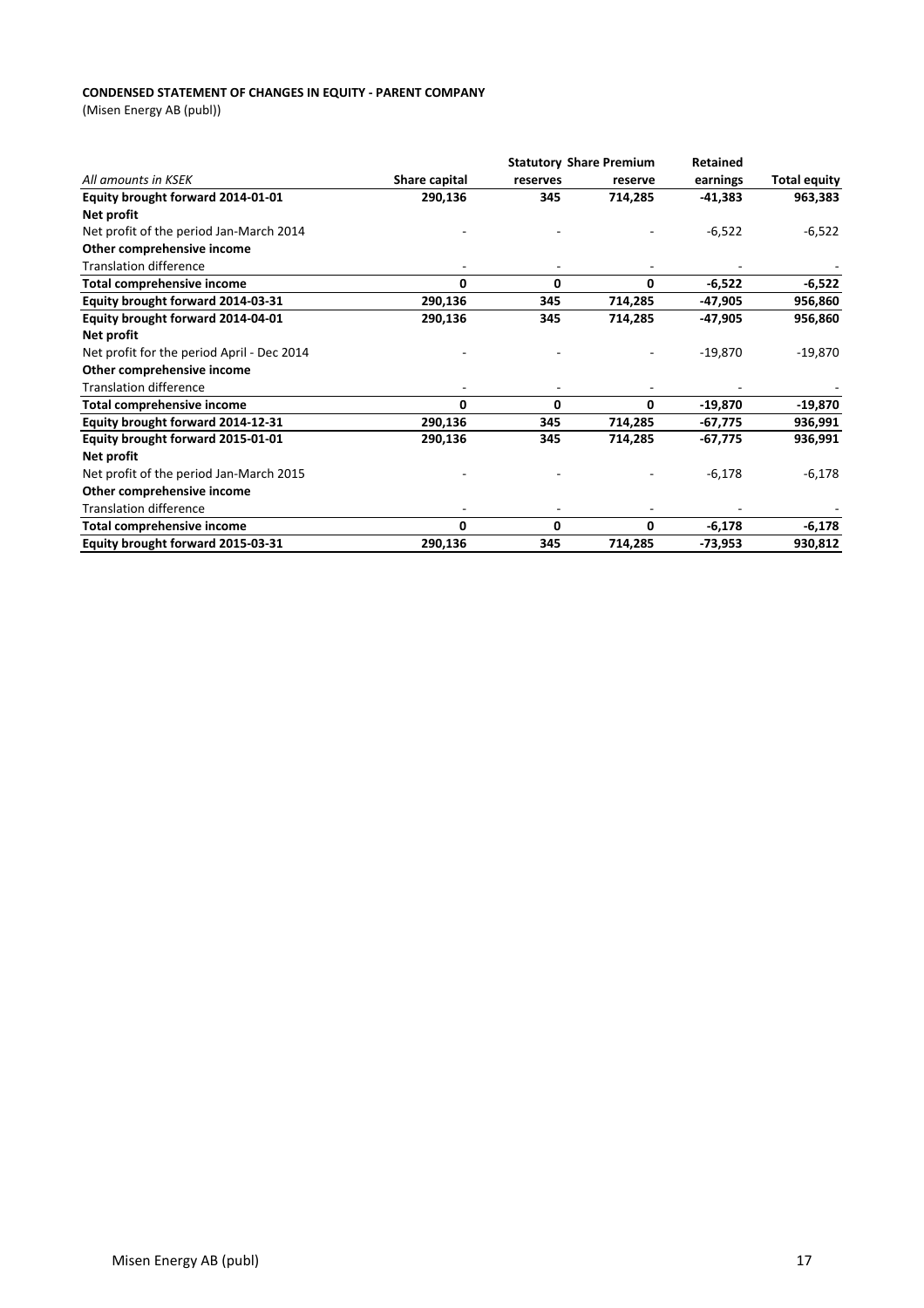**CONDENSED STATEMENT OF CHANGES IN EQUITY - PARENT COMPANY**

(Misen Energy AB (publ))

| *All amounts in KSEK* | Share capital | Statutory reserves | Share Premium reserve | Retained earnings | Total equity |
|---|---|---|---|---|---|
| **Equity brought forward 2014-01-01** | **290,136** | **345** | **714,285** | **-41,383** | **963,383** |
| **Net profit** | | | | | |
| Net profit of the period Jan-March 2014 | - | - | - | -6,522 | -6,522 |
| **Other comprehensive income** | | | | | |
| Translation difference | - | - | - | - | - |
| **Total comprehensive income** | **0** | **0** | **0** | **-6,522** | **-6,522** |
| **Equity brought forward 2014-03-31** | **290,136** | **345** | **714,285** | **-47,905** | **956,860** |
| **Equity brought forward 2014-04-01** | **290,136** | **345** | **714,285** | **-47,905** | **956,860** |
| **Net profit** | | | | | |
| Net profit for the period April - Dec 2014 | - | - | - | -19,870 | -19,870 |
| **Other comprehensive income** | | | | | |
| Translation difference | - | - | - | - | - |
| **Total comprehensive income** | **0** | **0** | **0** | **-19,870** | **-19,870** |
| **Equity brought forward 2014-12-31** | **290,136** | **345** | **714,285** | **-67,775** | **936,991** |
| **Equity brought forward 2015-01-01** | **290,136** | **345** | **714,285** | **-67,775** | **936,991** |
| **Net profit** | | | | | |
| Net profit of the period Jan-March 2015 | - | - | - | -6,178 | -6,178 |
| **Other comprehensive income** | | | | | |
| Translation difference | - | - | - | - | - |
| **Total comprehensive income** | **0** | **0** | **0** | **-6,178** | **-6,178** |
| **Equity brought forward 2015-03-31** | **290,136** | **345** | **714,285** | **-73,953** | **930,812** |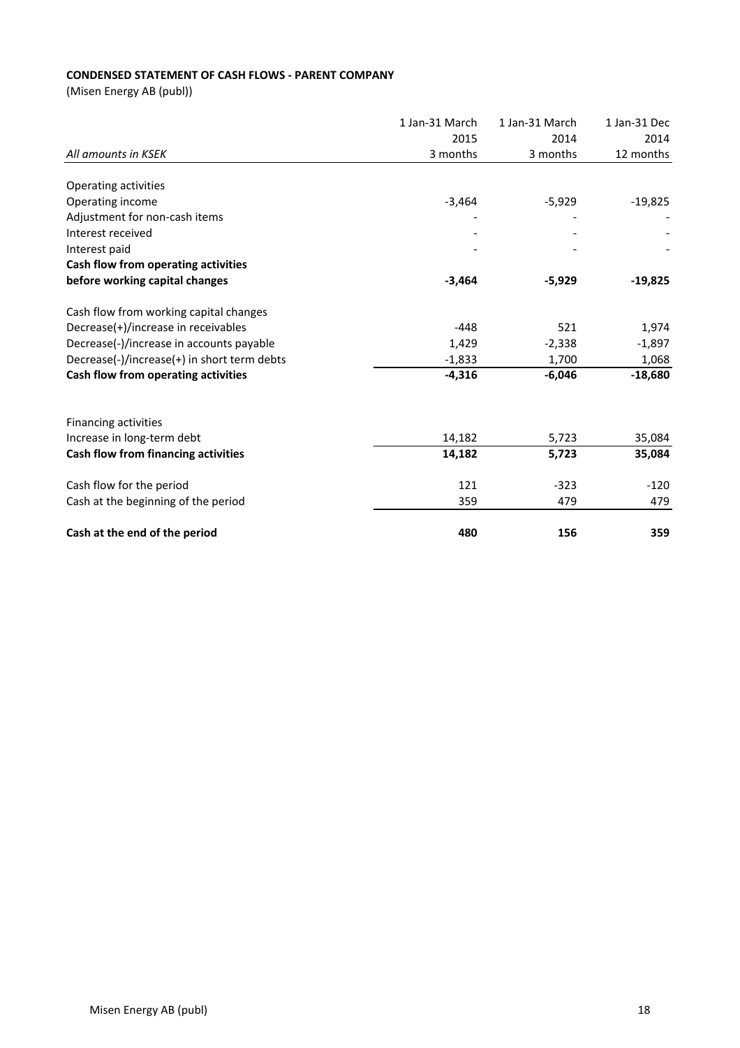**CONDENSED STATEMENT OF CASH FLOWS - PARENT COMPANY**

(Misen Energy AB (publ))

| *All amounts in KSEK* | 1 Jan-31 March 2015 3 months | 1 Jan-31 March 2014 3 months | 1 Jan-31 Dec 2014 12 months |
|---|---|---|---|
| Operating activities | | | |
| Operating income | -3,464 | -5,929 | -19,825 |
| Adjustment for non-cash items | - | - | - |
| Interest received | - | - | - |
| Interest paid | - | - | - |
| **Cash flow from operating activities before working capital changes** | **-3,464** | **-5,929** | **-19,825** |
| Cash flow from working capital changes | | | |
| Decrease(+)/increase in receivables | -448 | 521 | 1,974 |
| Decrease(-)/increase in accounts payable | 1,429 | -2,338 | -1,897 |
| Decrease(-)/increase(+) in short term debts | -1,833 | 1,700 | 1,068 |
| **Cash flow from operating activities** | **-4,316** | **-6,046** | **-18,680** |
| Financing activities | | | |
| Increase in long-term debt | 14,182 | 5,723 | 35,084 |
| **Cash flow from financing activities** | **14,182** | **5,723** | **35,084** |
| Cash flow for the period | 121 | -323 | -120 |
| Cash at the beginning of the period | 359 | 479 | 479 |
| **Cash at the end of the period** | **480** | **156** | **359** |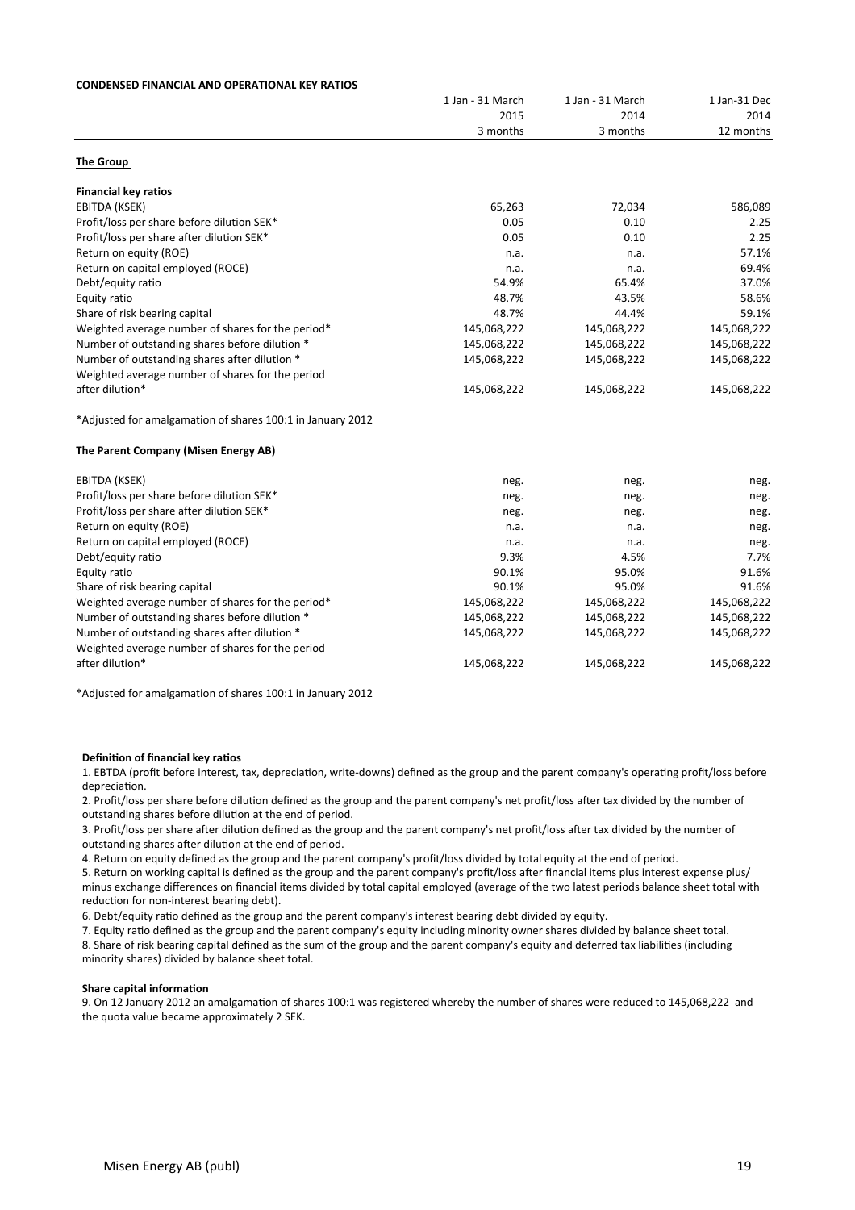**CONDENSED FINANCIAL AND OPERATIONAL KEY RATIOS**

| | 1 Jan - 31 March 2015 3 months | 1 Jan - 31 March 2014 3 months | 1 Jan-31 Dec 2014 12 months |
|---|---|---|---|
| **The Group** | | | |
| **Financial key ratios** | | | |
| EBITDA (KSEK) | 65,263 | 72,034 | 586,089 |
| Profit/loss per share before dilution SEK* | 0.05 | 0.10 | 2.25 |
| Profit/loss per share after dilution SEK* | 0.05 | 0.10 | 2.25 |
| Return on equity (ROE) | n.a. | n.a. | 57.1% |
| Return on capital employed (ROCE) | n.a. | n.a. | 69.4% |
| Debt/equity ratio | 54.9% | 65.4% | 37.0% |
| Equity ratio | 48.7% | 43.5% | 58.6% |
| Share of risk bearing capital | 48.7% | 44.4% | 59.1% |
| Weighted average number of shares for the period* | 145,068,222 | 145,068,222 | 145,068,222 |
| Number of outstanding shares before dilution * | 145,068,222 | 145,068,222 | 145,068,222 |
| Number of outstanding shares after dilution * | 145,068,222 | 145,068,222 | 145,068,222 |
| Weighted average number of shares for the period after dilution* | 145,068,222 | 145,068,222 | 145,068,222 |

*Adjusted for amalgamation of shares 100:1 in January 2012

**The Parent Company (Misen Energy AB)**

| | 1 Jan - 31 March 2015 3 months | 1 Jan - 31 March 2014 3 months | 1 Jan-31 Dec 2014 12 months |
|---|---|---|---|
| EBITDA (KSEK) | neg. | neg. | neg. |
| Profit/loss per share before dilution SEK* | neg. | neg. | neg. |
| Profit/loss per share after dilution SEK* | neg. | neg. | neg. |
| Return on equity (ROE) | n.a. | n.a. | neg. |
| Return on capital employed (ROCE) | n.a. | n.a. | neg. |
| Debt/equity ratio | 9.3% | 4.5% | 7.7% |
| Equity ratio | 90.1% | 95.0% | 91.6% |
| Share of risk bearing capital | 90.1% | 95.0% | 91.6% |
| Weighted average number of shares for the period* | 145,068,222 | 145,068,222 | 145,068,222 |
| Number of outstanding shares before dilution * | 145,068,222 | 145,068,222 | 145,068,222 |
| Number of outstanding shares after dilution * | 145,068,222 | 145,068,222 | 145,068,222 |
| Weighted average number of shares for the period after dilution* | 145,068,222 | 145,068,222 | 145,068,222 |

*Adjusted for amalgamation of shares 100:1 in January 2012

**Definition of financial key ratios**

1. EBTDA (profit before interest, tax, depreciation, write-downs) defined as the group and the parent company's operating profit/loss before depreciation.
2. Profit/loss per share before dilution defined as the group and the parent company's net profit/loss after tax divided by the number of outstanding shares before dilution at the end of period.
3. Profit/loss per share after dilution defined as the group and the parent company's net profit/loss after tax divided by the number of outstanding shares after dilution at the end of period.
4. Return on equity defined as the group and the parent company's profit/loss divided by total equity at the end of period.
5. Return on working capital is defined as the group and the parent company's profit/loss after financial items plus interest expense plus/minus exchange differences on financial items divided by total capital employed (average of the two latest periods balance sheet total with reduction for non-interest bearing debt).
6. Debt/equity ratio defined as the group and the parent company's interest bearing debt divided by equity.
7. Equity ratio defined as the group and the parent company's equity including minority owner shares divided by balance sheet total.
8. Share of risk bearing capital defined as the sum of the group and the parent company's equity and deferred tax liabilities (including minority shares) divided by balance sheet total.

**Share capital information**

9. On 12 January 2012 an amalgamation of shares 100:1 was registered whereby the number of shares were reduced to 145,068,222 and the quota value became approximately 2 SEK.